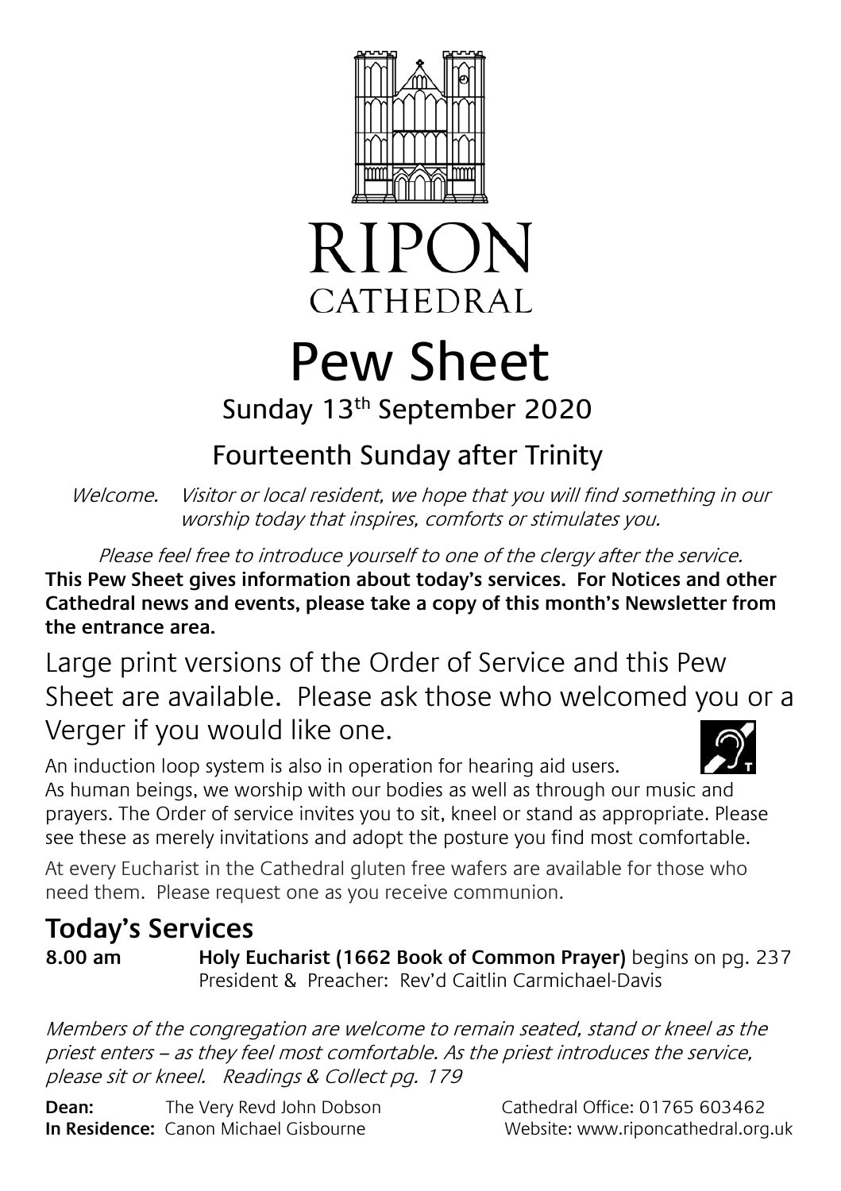# RIPON CATHEDRAL

# Pew Sheet

## Sunday 13th September 2020

## Fourteenth Sunday after Trinity

*Welcome. Visitor or local resident, we hope that you will find something in our worship today that inspires, comforts or stimulates you.*

*Please feel free to introduce yourself to one of the clergy after the service.*

**This Pew Sheet gives information about today's services. For Notices and other Cathedral news and events, please take a copy of this month's Newsletter from the entrance area.**

Large print versions of the Order of Service and this Pew Sheet are available. Please ask those who welcomed you or a Verger if you would like one.

An induction loop system is also in operation for hearing aid users.

As human beings, we worship with our bodies as well as through our music and prayers. The Order of service invites you to sit, kneel or stand as appropriate. Please see these as merely invitations and adopt the posture you find most comfortable.

At every Eucharist in the Cathedral gluten free wafers are available for those who need them. Please request one as you receive communion.

## Today's Services

**8.00 am** **Holy Eucharist (1662 Book of Common Prayer)** begins on pg. 237
President & Preacher: Rev'd Caitlin Carmichael-Davis

*Members of the congregation are welcome to remain seated, stand or kneel as the priest enters – as they feel most comfortable. As the priest introduces the service, please sit or kneel. Readings & Collect pg. 179*

**Dean:** The Very Revd John Dobson
**In Residence:** Canon Michael Gisbourne

Cathedral Office: 01765 603462
Website: www.riponcathedral.org.uk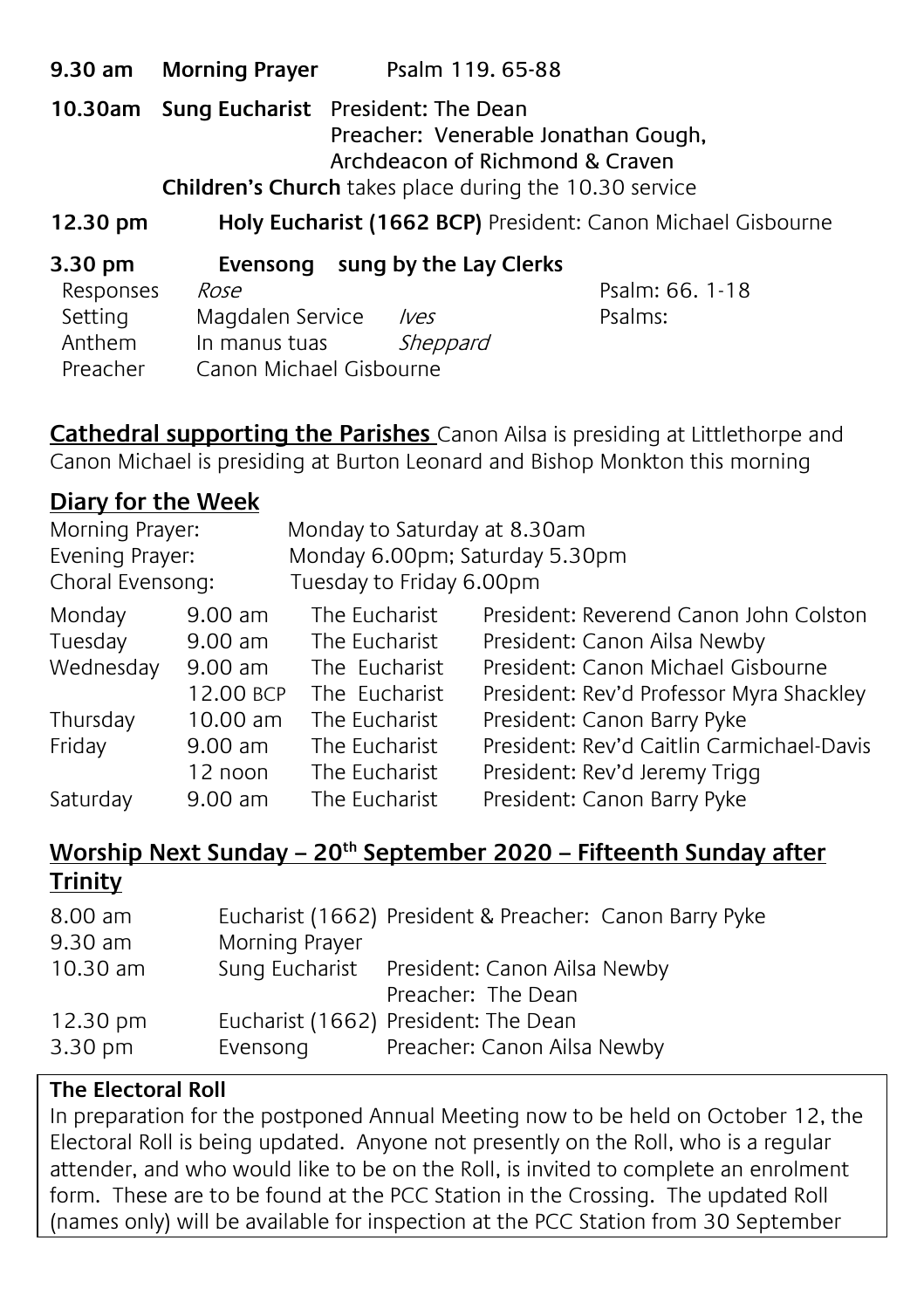**9.30 am** **Morning Prayer** Psalm 119. 65-88

**10.30am** **Sung Eucharist** President: The Dean
Preacher: Venerable Jonathan Gough,
Archdeacon of Richmond & Craven
**Children's Church** takes place during the 10.30 service

**12.30 pm** **Holy Eucharist (1662 BCP)** President: Canon Michael Gisbourne

**3.30 pm** **Evensong sung by the Lay Clerks**

| | | | |
|---|---|---|---|
| Responses | *Rose* | | Psalm: 66. 1-18 |
| Setting | Magdalen Service | *Ives* | Psalms: |
| Anthem | In manus tuas | *Sheppard* | |
| Preacher | Canon Michael Gisbourne | | |

**Cathedral supporting the Parishes** Canon Ailsa is presiding at Littlethorpe and Canon Michael is presiding at Burton Leonard and Bishop Monkton this morning

## Diary for the Week

Morning Prayer: Monday to Saturday at 8.30am
Evening Prayer: Monday 6.00pm; Saturday 5.30pm
Choral Evensong: Tuesday to Friday 6.00pm

| | | | |
|---|---|---|---|
| Monday | 9.00 am | The Eucharist | President: Reverend Canon John Colston |
| Tuesday | 9.00 am | The Eucharist | President: Canon Ailsa Newby |
| Wednesday | 9.00 am | The Eucharist | President: Canon Michael Gisbourne |
| | 12.00 BCP | The Eucharist | President: Rev'd Professor Myra Shackley |
| Thursday | 10.00 am | The Eucharist | President: Canon Barry Pyke |
| Friday | 9.00 am | The Eucharist | President: Rev'd Caitlin Carmichael-Davis |
| | 12 noon | The Eucharist | President: Rev'd Jeremy Trigg |
| Saturday | 9.00 am | The Eucharist | President: Canon Barry Pyke |

## Worship Next Sunday – 20th September 2020 – Fifteenth Sunday after Trinity

| | | |
|---|---|---|
| 8.00 am | Eucharist (1662) | President & Preacher: Canon Barry Pyke |
| 9.30 am | Morning Prayer | |
| 10.30 am | Sung Eucharist | President: Canon Ailsa Newby<br>Preacher: The Dean |
| 12.30 pm | Eucharist (1662) | President: The Dean |
| 3.30 pm | Evensong | Preacher: Canon Ailsa Newby |

**The Electoral Roll**

In preparation for the postponed Annual Meeting now to be held on October 12, the Electoral Roll is being updated. Anyone not presently on the Roll, who is a regular attender, and who would like to be on the Roll, is invited to complete an enrolment form. These are to be found at the PCC Station in the Crossing. The updated Roll (names only) will be available for inspection at the PCC Station from 30 September